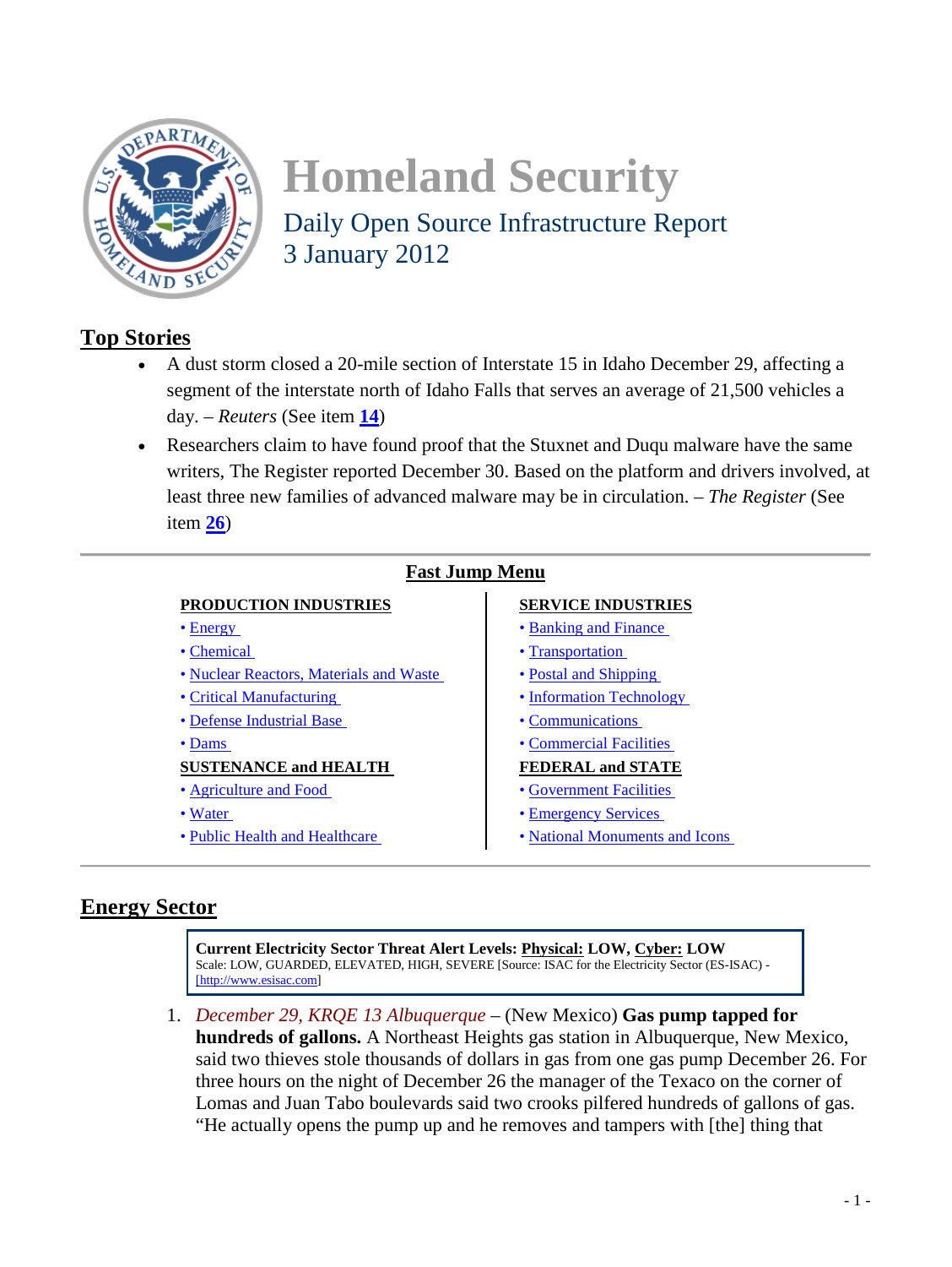# Homeland Security

Daily Open Source Infrastructure Report
3 January 2012

## Top Stories

- A dust storm closed a 20-mile section of Interstate 15 in Idaho December 29, affecting a segment of the interstate north of Idaho Falls that serves an average of 21,500 vehicles a day. – *Reuters* (See item **14**)
- Researchers claim to have found proof that the Stuxnet and Duqu malware have the same writers, The Register reported December 30. Based on the platform and drivers involved, at least three new families of advanced malware may be in circulation. – *The Register* (See item **26**)

### Fast Jump Menu

**PRODUCTION INDUSTRIES**
- Energy
- Chemical
- Nuclear Reactors, Materials and Waste
- Critical Manufacturing
- Defense Industrial Base
- Dams

**SUSTENANCE and HEALTH**
- Agriculture and Food
- Water
- Public Health and Healthcare

**SERVICE INDUSTRIES**
- Banking and Finance
- Transportation
- Postal and Shipping
- Information Technology
- Communications
- Commercial Facilities

**FEDERAL and STATE**
- Government Facilities
- Emergency Services
- National Monuments and Icons

## Energy Sector

**Current Electricity Sector Threat Alert Levels: Physical: LOW, Cyber: LOW**
Scale: LOW, GUARDED, ELEVATED, HIGH, SEVERE [Source: ISAC for the Electricity Sector (ES-ISAC) - [http://www.esisac.com]

1. *December 29, KRQE 13 Albuquerque* – (New Mexico) **Gas pump tapped for hundreds of gallons.** A Northeast Heights gas station in Albuquerque, New Mexico, said two thieves stole thousands of dollars in gas from one gas pump December 26. For three hours on the night of December 26 the manager of the Texaco on the corner of Lomas and Juan Tabo boulevards said two crooks pilfered hundreds of gallons of gas. “He actually opens the pump up and he removes and tampers with [the] thing that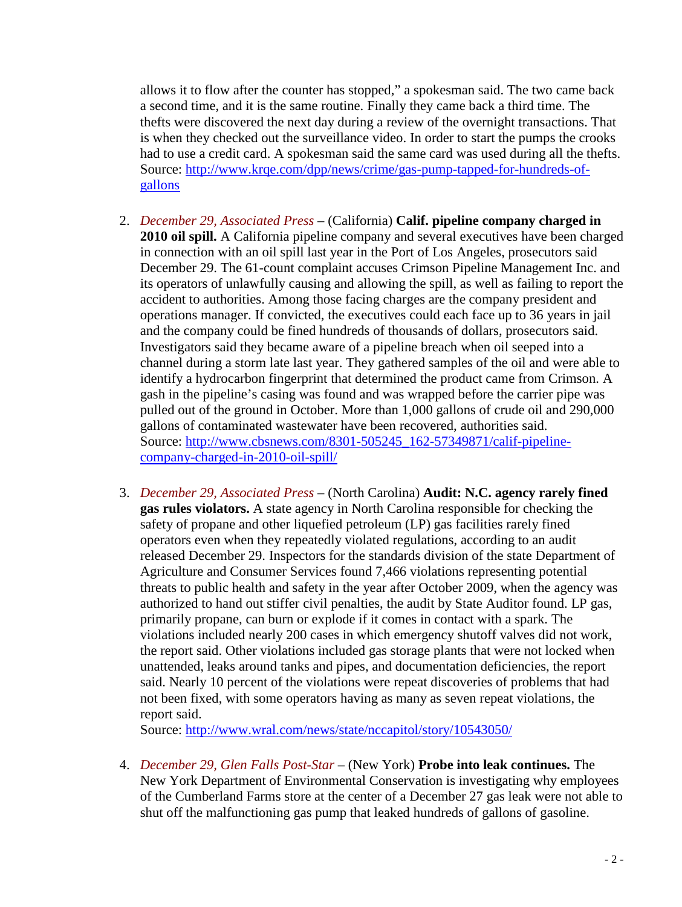allows it to flow after the counter has stopped," a spokesman said. The two came back a second time, and it is the same routine. Finally they came back a third time. The thefts were discovered the next day during a review of the overnight transactions. That is when they checked out the surveillance video. In order to start the pumps the crooks had to use a credit card. A spokesman said the same card was used during all the thefts. Source: [http://www.krqe.com/dpp/news/crime/gas-pump-tapped-for-hundreds-of-gallons](http://www.krqe.com/dpp/news/crime/gas-pump-tapped-for-hundreds-of-gallons)

2. *December 29, Associated Press* – (California) **Calif. pipeline company charged in 2010 oil spill.** A California pipeline company and several executives have been charged in connection with an oil spill last year in the Port of Los Angeles, prosecutors said December 29. The 61-count complaint accuses Crimson Pipeline Management Inc. and its operators of unlawfully causing and allowing the spill, as well as failing to report the accident to authorities. Among those facing charges are the company president and operations manager. If convicted, the executives could each face up to 36 years in jail and the company could be fined hundreds of thousands of dollars, prosecutors said. Investigators said they became aware of a pipeline breach when oil seeped into a channel during a storm late last year. They gathered samples of the oil and were able to identify a hydrocarbon fingerprint that determined the product came from Crimson. A gash in the pipeline's casing was found and was wrapped before the carrier pipe was pulled out of the ground in October. More than 1,000 gallons of crude oil and 290,000 gallons of contaminated wastewater have been recovered, authorities said.
Source: [http://www.cbsnews.com/8301-505245_162-57349871/calif-pipeline-company-charged-in-2010-oil-spill/](http://www.cbsnews.com/8301-505245_162-57349871/calif-pipeline-company-charged-in-2010-oil-spill/)

3. *December 29, Associated Press* – (North Carolina) **Audit: N.C. agency rarely fined gas rules violators.** A state agency in North Carolina responsible for checking the safety of propane and other liquefied petroleum (LP) gas facilities rarely fined operators even when they repeatedly violated regulations, according to an audit released December 29. Inspectors for the standards division of the state Department of Agriculture and Consumer Services found 7,466 violations representing potential threats to public health and safety in the year after October 2009, when the agency was authorized to hand out stiffer civil penalties, the audit by State Auditor found. LP gas, primarily propane, can burn or explode if it comes in contact with a spark. The violations included nearly 200 cases in which emergency shutoff valves did not work, the report said. Other violations included gas storage plants that were not locked when unattended, leaks around tanks and pipes, and documentation deficiencies, the report said. Nearly 10 percent of the violations were repeat discoveries of problems that had not been fixed, with some operators having as many as seven repeat violations, the report said.
Source: [http://www.wral.com/news/state/nccapitol/story/10543050/](http://www.wral.com/news/state/nccapitol/story/10543050/)

4. *December 29, Glen Falls Post-Star* – (New York) **Probe into leak continues.** The New York Department of Environmental Conservation is investigating why employees of the Cumberland Farms store at the center of a December 27 gas leak were not able to shut off the malfunctioning gas pump that leaked hundreds of gallons of gasoline.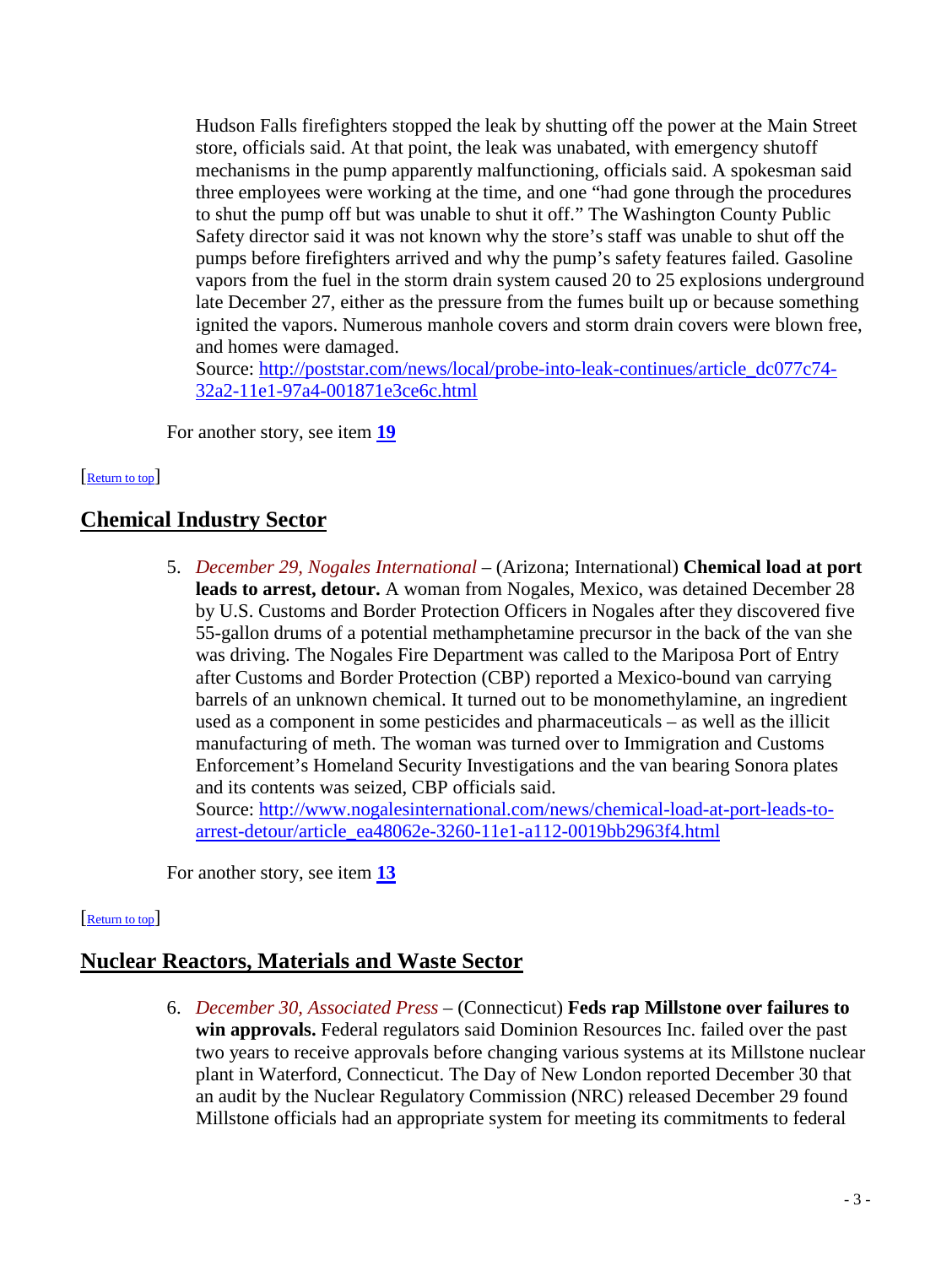Hudson Falls firefighters stopped the leak by shutting off the power at the Main Street store, officials said. At that point, the leak was unabated, with emergency shutoff mechanisms in the pump apparently malfunctioning, officials said. A spokesman said three employees were working at the time, and one "had gone through the procedures to shut the pump off but was unable to shut it off." The Washington County Public Safety director said it was not known why the store's staff was unable to shut off the pumps before firefighters arrived and why the pump's safety features failed. Gasoline vapors from the fuel in the storm drain system caused 20 to 25 explosions underground late December 27, either as the pressure from the fumes built up or because something ignited the vapors. Numerous manhole covers and storm drain covers were blown free, and homes were damaged.
Source: [http://poststar.com/news/local/probe-into-leak-continues/article_dc077c74-32a2-11e1-97a4-001871e3ce6c.html](http://poststar.com/news/local/probe-into-leak-continues/article_dc077c74-32a2-11e1-97a4-001871e3ce6c.html)

For another story, see item **19**

[Return to top]

## Chemical Industry Sector

5. *December 29, Nogales International* – (Arizona; International) **Chemical load at port leads to arrest, detour.** A woman from Nogales, Mexico, was detained December 28 by U.S. Customs and Border Protection Officers in Nogales after they discovered five 55-gallon drums of a potential methamphetamine precursor in the back of the van she was driving. The Nogales Fire Department was called to the Mariposa Port of Entry after Customs and Border Protection (CBP) reported a Mexico-bound van carrying barrels of an unknown chemical. It turned out to be monomethylamine, an ingredient used as a component in some pesticides and pharmaceuticals – as well as the illicit manufacturing of meth. The woman was turned over to Immigration and Customs Enforcement's Homeland Security Investigations and the van bearing Sonora plates and its contents was seized, CBP officials said.
Source: [http://www.nogalesinternational.com/news/chemical-load-at-port-leads-to-arrest-detour/article_ea48062e-3260-11e1-a112-0019bb2963f4.html](http://www.nogalesinternational.com/news/chemical-load-at-port-leads-to-arrest-detour/article_ea48062e-3260-11e1-a112-0019bb2963f4.html)

For another story, see item **13**

[Return to top]

## Nuclear Reactors, Materials and Waste Sector

6. *December 30, Associated Press* – (Connecticut) **Feds rap Millstone over failures to win approvals.** Federal regulators said Dominion Resources Inc. failed over the past two years to receive approvals before changing various systems at its Millstone nuclear plant in Waterford, Connecticut. The Day of New London reported December 30 that an audit by the Nuclear Regulatory Commission (NRC) released December 29 found Millstone officials had an appropriate system for meeting its commitments to federal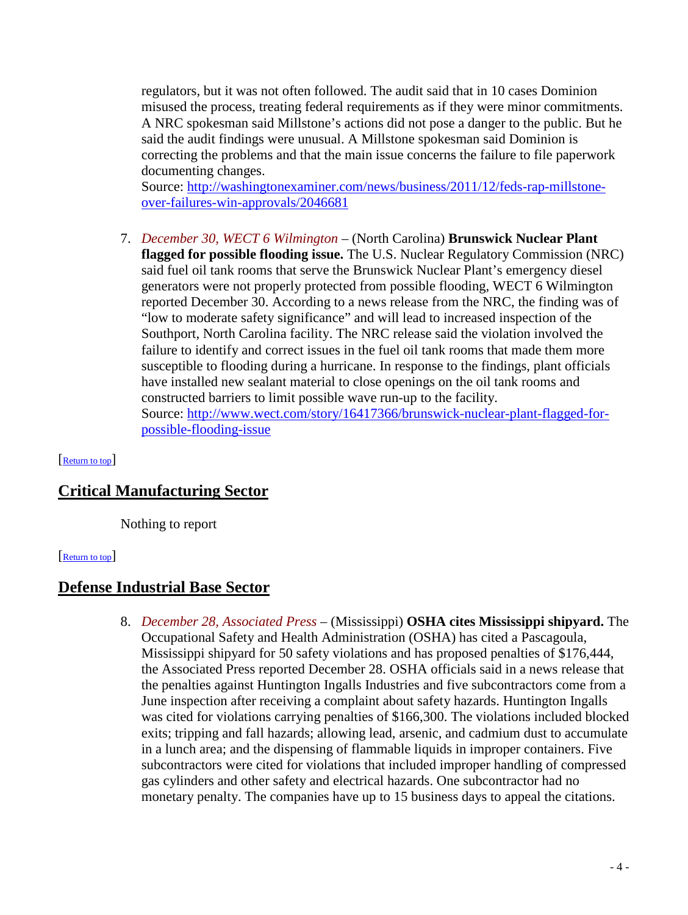regulators, but it was not often followed. The audit said that in 10 cases Dominion misused the process, treating federal requirements as if they were minor commitments. A NRC spokesman said Millstone's actions did not pose a danger to the public. But he said the audit findings were unusual. A Millstone spokesman said Dominion is correcting the problems and that the main issue concerns the failure to file paperwork documenting changes.
Source: [http://washingtonexaminer.com/news/business/2011/12/feds-rap-millstone-over-failures-win-approvals/2046681](http://washingtonexaminer.com/news/business/2011/12/feds-rap-millstone-over-failures-win-approvals/2046681)

7. *December 30, WECT 6 Wilmington* – (North Carolina) **Brunswick Nuclear Plant flagged for possible flooding issue.** The U.S. Nuclear Regulatory Commission (NRC) said fuel oil tank rooms that serve the Brunswick Nuclear Plant's emergency diesel generators were not properly protected from possible flooding, WECT 6 Wilmington reported December 30. According to a news release from the NRC, the finding was of "low to moderate safety significance" and will lead to increased inspection of the Southport, North Carolina facility. The NRC release said the violation involved the failure to identify and correct issues in the fuel oil tank rooms that made them more susceptible to flooding during a hurricane. In response to the findings, plant officials have installed new sealant material to close openings on the oil tank rooms and constructed barriers to limit possible wave run-up to the facility.
Source: [http://www.wect.com/story/16417366/brunswick-nuclear-plant-flagged-for-possible-flooding-issue](http://www.wect.com/story/16417366/brunswick-nuclear-plant-flagged-for-possible-flooding-issue)

[Return to top]

## Critical Manufacturing Sector

Nothing to report

[Return to top]

## Defense Industrial Base Sector

8. *December 28, Associated Press* – (Mississippi) **OSHA cites Mississippi shipyard.** The Occupational Safety and Health Administration (OSHA) has cited a Pascagoula, Mississippi shipyard for 50 safety violations and has proposed penalties of $176,444, the Associated Press reported December 28. OSHA officials said in a news release that the penalties against Huntington Ingalls Industries and five subcontractors come from a June inspection after receiving a complaint about safety hazards. Huntington Ingalls was cited for violations carrying penalties of $166,300. The violations included blocked exits; tripping and fall hazards; allowing lead, arsenic, and cadmium dust to accumulate in a lunch area; and the dispensing of flammable liquids in improper containers. Five subcontractors were cited for violations that included improper handling of compressed gas cylinders and other safety and electrical hazards. One subcontractor had no monetary penalty. The companies have up to 15 business days to appeal the citations.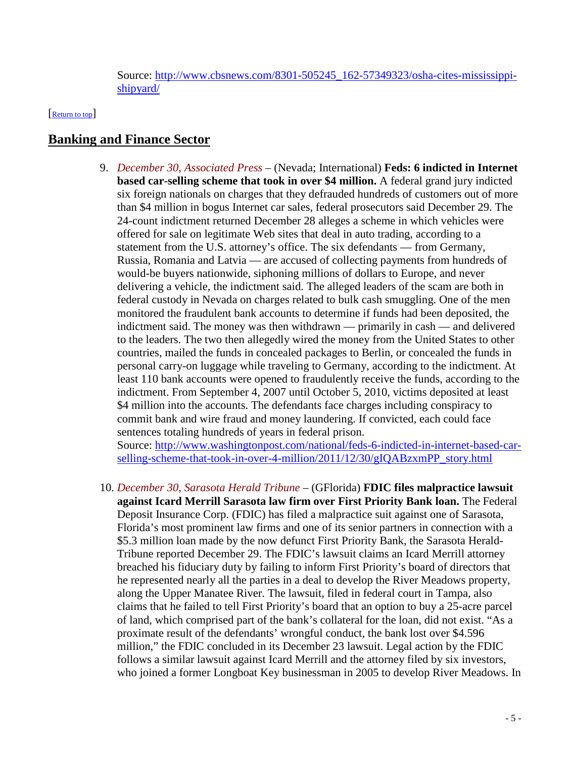Source: [http://www.cbsnews.com/8301-505245_162-57349323/osha-cites-mississippi-shipyard/](http://www.cbsnews.com/8301-505245_162-57349323/osha-cites-mississippi-shipyard/)

[Return to top]

## Banking and Finance Sector

9. *December 30, Associated Press* – (Nevada; International) **Feds: 6 indicted in Internet based car-selling scheme that took in over $4 million.** A federal grand jury indicted six foreign nationals on charges that they defrauded hundreds of customers out of more than $4 million in bogus Internet car sales, federal prosecutors said December 29. The 24-count indictment returned December 28 alleges a scheme in which vehicles were offered for sale on legitimate Web sites that deal in auto trading, according to a statement from the U.S. attorney's office. The six defendants — from Germany, Russia, Romania and Latvia — are accused of collecting payments from hundreds of would-be buyers nationwide, siphoning millions of dollars to Europe, and never delivering a vehicle, the indictment said. The alleged leaders of the scam are both in federal custody in Nevada on charges related to bulk cash smuggling. One of the men monitored the fraudulent bank accounts to determine if funds had been deposited, the indictment said. The money was then withdrawn — primarily in cash — and delivered to the leaders. The two then allegedly wired the money from the United States to other countries, mailed the funds in concealed packages to Berlin, or concealed the funds in personal carry-on luggage while traveling to Germany, according to the indictment. At least 110 bank accounts were opened to fraudulently receive the funds, according to the indictment. From September 4, 2007 until October 5, 2010, victims deposited at least $4 million into the accounts. The defendants face charges including conspiracy to commit bank and wire fraud and money laundering. If convicted, each could face sentences totaling hundreds of years in federal prison.
   Source: [http://www.washingtonpost.com/national/feds-6-indicted-in-internet-based-car-selling-scheme-that-took-in-over-4-million/2011/12/30/gIQABzxmPP_story.html](http://www.washingtonpost.com/national/feds-6-indicted-in-internet-based-car-selling-scheme-that-took-in-over-4-million/2011/12/30/gIQABzxmPP_story.html)

10. *December 30, Sarasota Herald Tribune* – (GFlorida) **FDIC files malpractice lawsuit against Icard Merrill Sarasota law firm over First Priority Bank loan.** The Federal Deposit Insurance Corp. (FDIC) has filed a malpractice suit against one of Sarasota, Florida's most prominent law firms and one of its senior partners in connection with a $5.3 million loan made by the now defunct First Priority Bank, the Sarasota Herald-Tribune reported December 29. The FDIC's lawsuit claims an Icard Merrill attorney breached his fiduciary duty by failing to inform First Priority's board of directors that he represented nearly all the parties in a deal to develop the River Meadows property, along the Upper Manatee River. The lawsuit, filed in federal court in Tampa, also claims that he failed to tell First Priority's board that an option to buy a 25-acre parcel of land, which comprised part of the bank's collateral for the loan, did not exist. "As a proximate result of the defendants' wrongful conduct, the bank lost over $4.596 million," the FDIC concluded in its December 23 lawsuit. Legal action by the FDIC follows a similar lawsuit against Icard Merrill and the attorney filed by six investors, who joined a former Longboat Key businessman in 2005 to develop River Meadows. In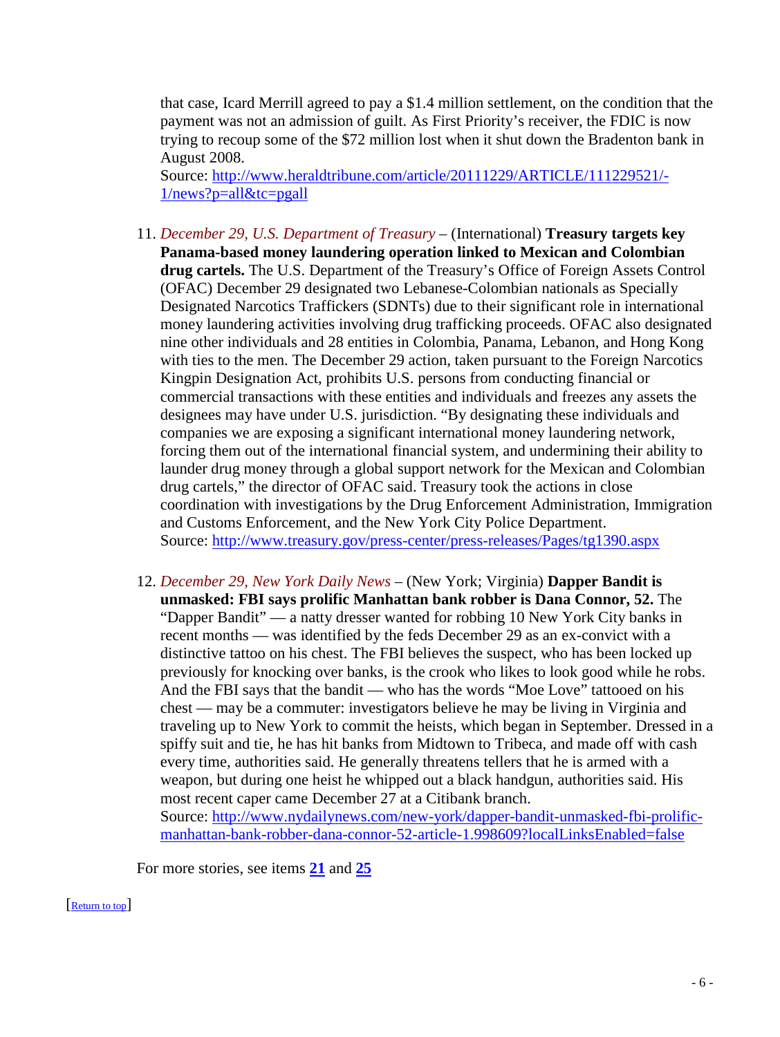that case, Icard Merrill agreed to pay a $1.4 million settlement, on the condition that the payment was not an admission of guilt. As First Priority's receiver, the FDIC is now trying to recoup some of the $72 million lost when it shut down the Bradenton bank in August 2008.
Source: [http://www.heraldtribune.com/article/20111229/ARTICLE/111229521/-1/news?p=all&tc=pgall](http://www.heraldtribune.com/article/20111229/ARTICLE/111229521/-1/news?p=all&tc=pgall)

11. *December 29, U.S. Department of Treasury* – (International) **Treasury targets key Panama-based money laundering operation linked to Mexican and Colombian drug cartels.** The U.S. Department of the Treasury's Office of Foreign Assets Control (OFAC) December 29 designated two Lebanese-Colombian nationals as Specially Designated Narcotics Traffickers (SDNTs) due to their significant role in international money laundering activities involving drug trafficking proceeds. OFAC also designated nine other individuals and 28 entities in Colombia, Panama, Lebanon, and Hong Kong with ties to the men. The December 29 action, taken pursuant to the Foreign Narcotics Kingpin Designation Act, prohibits U.S. persons from conducting financial or commercial transactions with these entities and individuals and freezes any assets the designees may have under U.S. jurisdiction. "By designating these individuals and companies we are exposing a significant international money laundering network, forcing them out of the international financial system, and undermining their ability to launder drug money through a global support network for the Mexican and Colombian drug cartels," the director of OFAC said. Treasury took the actions in close coordination with investigations by the Drug Enforcement Administration, Immigration and Customs Enforcement, and the New York City Police Department.
Source: [http://www.treasury.gov/press-center/press-releases/Pages/tg1390.aspx](http://www.treasury.gov/press-center/press-releases/Pages/tg1390.aspx)

12. *December 29, New York Daily News* – (New York; Virginia) **Dapper Bandit is unmasked: FBI says prolific Manhattan bank robber is Dana Connor, 52.** The "Dapper Bandit" — a natty dresser wanted for robbing 10 New York City banks in recent months — was identified by the feds December 29 as an ex-convict with a distinctive tattoo on his chest. The FBI believes the suspect, who has been locked up previously for knocking over banks, is the crook who likes to look good while he robs. And the FBI says that the bandit — who has the words "Moe Love" tattooed on his chest — may be a commuter: investigators believe he may be living in Virginia and traveling up to New York to commit the heists, which began in September. Dressed in a spiffy suit and tie, he has hit banks from Midtown to Tribeca, and made off with cash every time, authorities said. He generally threatens tellers that he is armed with a weapon, but during one heist he whipped out a black handgun, authorities said. His most recent caper came December 27 at a Citibank branch.
Source: [http://www.nydailynews.com/new-york/dapper-bandit-unmasked-fbi-prolific-manhattan-bank-robber-dana-connor-52-article-1.998609?localLinksEnabled=false](http://www.nydailynews.com/new-york/dapper-bandit-unmasked-fbi-prolific-manhattan-bank-robber-dana-connor-52-article-1.998609?localLinksEnabled=false)

For more stories, see items **21** and **25**

[Return to top]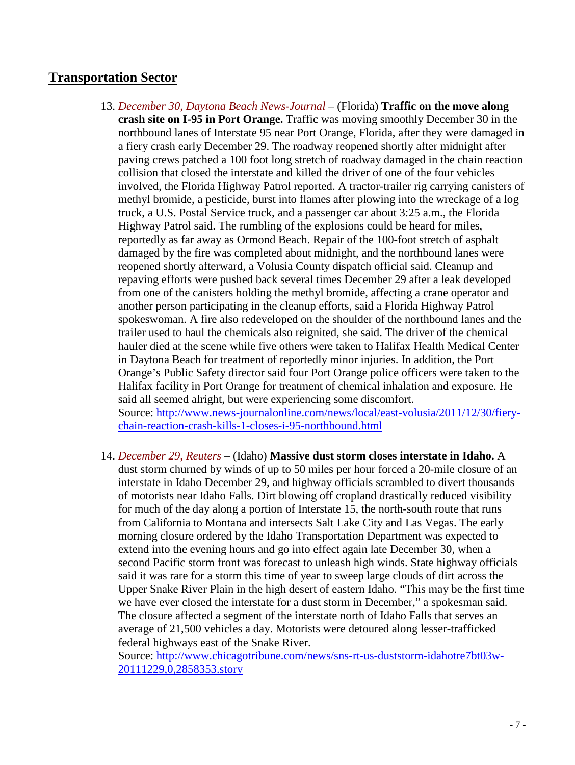## Transportation Sector

13. *December 30, Daytona Beach News-Journal* – (Florida) **Traffic on the move along crash site on I-95 in Port Orange.** Traffic was moving smoothly December 30 in the northbound lanes of Interstate 95 near Port Orange, Florida, after they were damaged in a fiery crash early December 29. The roadway reopened shortly after midnight after paving crews patched a 100 foot long stretch of roadway damaged in the chain reaction collision that closed the interstate and killed the driver of one of the four vehicles involved, the Florida Highway Patrol reported. A tractor-trailer rig carrying canisters of methyl bromide, a pesticide, burst into flames after plowing into the wreckage of a log truck, a U.S. Postal Service truck, and a passenger car about 3:25 a.m., the Florida Highway Patrol said. The rumbling of the explosions could be heard for miles, reportedly as far away as Ormond Beach. Repair of the 100-foot stretch of asphalt damaged by the fire was completed about midnight, and the northbound lanes were reopened shortly afterward, a Volusia County dispatch official said. Cleanup and repaving efforts were pushed back several times December 29 after a leak developed from one of the canisters holding the methyl bromide, affecting a crane operator and another person participating in the cleanup efforts, said a Florida Highway Patrol spokeswoman. A fire also redeveloped on the shoulder of the northbound lanes and the trailer used to haul the chemicals also reignited, she said. The driver of the chemical hauler died at the scene while five others were taken to Halifax Health Medical Center in Daytona Beach for treatment of reportedly minor injuries. In addition, the Port Orange's Public Safety director said four Port Orange police officers were taken to the Halifax facility in Port Orange for treatment of chemical inhalation and exposure. He said all seemed alright, but were experiencing some discomfort.
Source: [http://www.news-journalonline.com/news/local/east-volusia/2011/12/30/fiery-chain-reaction-crash-kills-1-closes-i-95-northbound.html](http://www.news-journalonline.com/news/local/east-volusia/2011/12/30/fiery-chain-reaction-crash-kills-1-closes-i-95-northbound.html)

14. *December 29, Reuters* – (Idaho) **Massive dust storm closes interstate in Idaho.** A dust storm churned by winds of up to 50 miles per hour forced a 20-mile closure of an interstate in Idaho December 29, and highway officials scrambled to divert thousands of motorists near Idaho Falls. Dirt blowing off cropland drastically reduced visibility for much of the day along a portion of Interstate 15, the north-south route that runs from California to Montana and intersects Salt Lake City and Las Vegas. The early morning closure ordered by the Idaho Transportation Department was expected to extend into the evening hours and go into effect again late December 30, when a second Pacific storm front was forecast to unleash high winds. State highway officials said it was rare for a storm this time of year to sweep large clouds of dirt across the Upper Snake River Plain in the high desert of eastern Idaho. "This may be the first time we have ever closed the interstate for a dust storm in December," a spokesman said. The closure affected a segment of the interstate north of Idaho Falls that serves an average of 21,500 vehicles a day. Motorists were detoured along lesser-trafficked federal highways east of the Snake River.
Source: [http://www.chicagotribune.com/news/sns-rt-us-duststorm-idahotre7bt03w-20111229,0,2858353.story](http://www.chicagotribune.com/news/sns-rt-us-duststorm-idahotre7bt03w-20111229,0,2858353.story)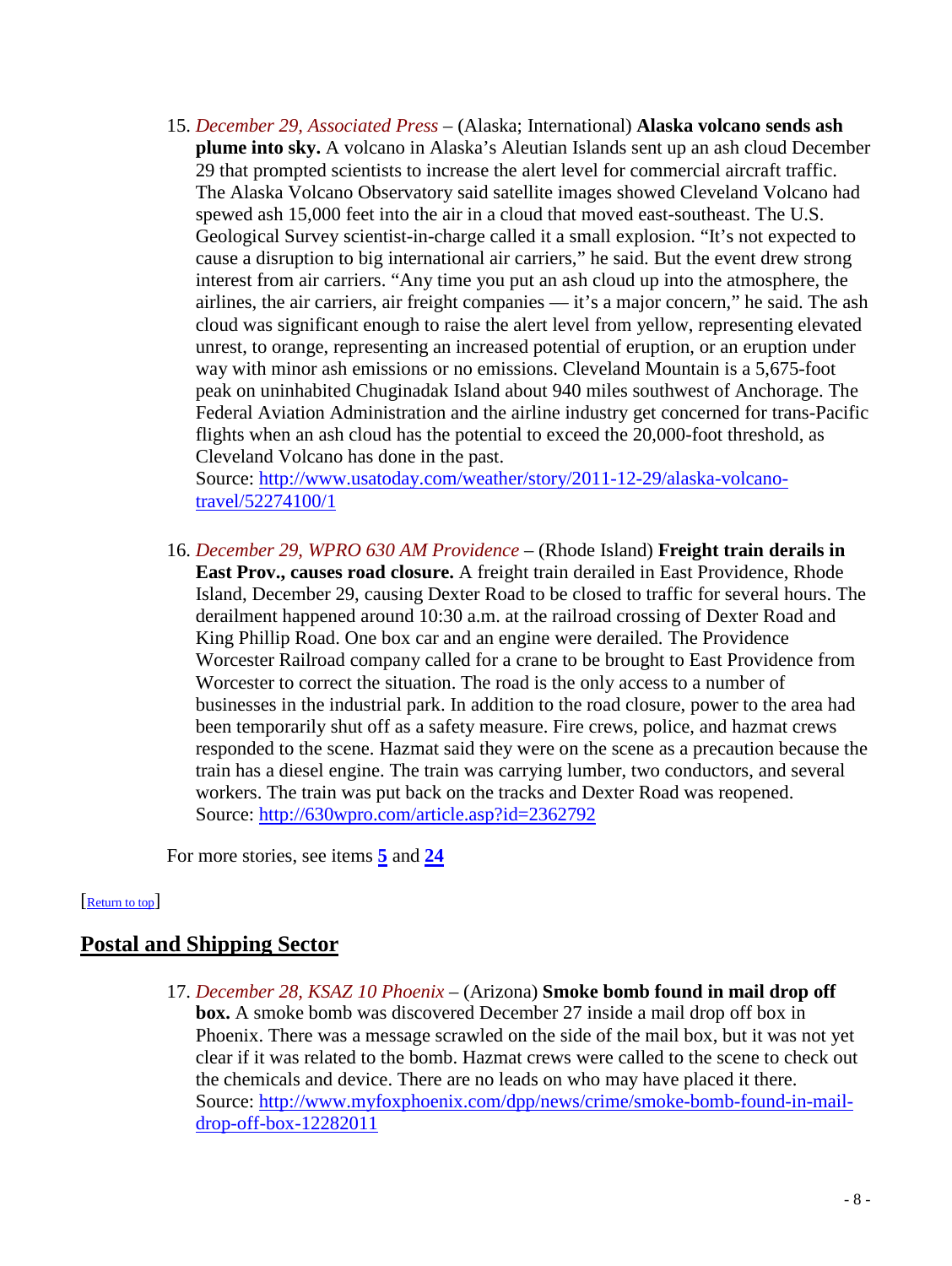15. *December 29, Associated Press* – (Alaska; International) **Alaska volcano sends ash plume into sky.** A volcano in Alaska's Aleutian Islands sent up an ash cloud December 29 that prompted scientists to increase the alert level for commercial aircraft traffic. The Alaska Volcano Observatory said satellite images showed Cleveland Volcano had spewed ash 15,000 feet into the air in a cloud that moved east-southeast. The U.S. Geological Survey scientist-in-charge called it a small explosion. "It's not expected to cause a disruption to big international air carriers," he said. But the event drew strong interest from air carriers. "Any time you put an ash cloud up into the atmosphere, the airlines, the air carriers, air freight companies — it's a major concern," he said. The ash cloud was significant enough to raise the alert level from yellow, representing elevated unrest, to orange, representing an increased potential of eruption, or an eruption under way with minor ash emissions or no emissions. Cleveland Mountain is a 5,675-foot peak on uninhabited Chuginadak Island about 940 miles southwest of Anchorage. The Federal Aviation Administration and the airline industry get concerned for trans-Pacific flights when an ash cloud has the potential to exceed the 20,000-foot threshold, as Cleveland Volcano has done in the past.
Source: [http://www.usatoday.com/weather/story/2011-12-29/alaska-volcano-travel/52274100/1](http://www.usatoday.com/weather/story/2011-12-29/alaska-volcano-travel/52274100/1)

16. *December 29, WPRO 630 AM Providence* – (Rhode Island) **Freight train derails in East Prov., causes road closure.** A freight train derailed in East Providence, Rhode Island, December 29, causing Dexter Road to be closed to traffic for several hours. The derailment happened around 10:30 a.m. at the railroad crossing of Dexter Road and King Phillip Road. One box car and an engine were derailed. The Providence Worcester Railroad company called for a crane to be brought to East Providence from Worcester to correct the situation. The road is the only access to a number of businesses in the industrial park. In addition to the road closure, power to the area had been temporarily shut off as a safety measure. Fire crews, police, and hazmat crews responded to the scene. Hazmat said they were on the scene as a precaution because the train has a diesel engine. The train was carrying lumber, two conductors, and several workers. The train was put back on the tracks and Dexter Road was reopened.
Source: [http://630wpro.com/article.asp?id=2362792](http://630wpro.com/article.asp?id=2362792)

For more stories, see items **5** and **24**

[Return to top]

## Postal and Shipping Sector

17. *December 28, KSAZ 10 Phoenix* – (Arizona) **Smoke bomb found in mail drop off box.** A smoke bomb was discovered December 27 inside a mail drop off box in Phoenix. There was a message scrawled on the side of the mail box, but it was not yet clear if it was related to the bomb. Hazmat crews were called to the scene to check out the chemicals and device. There are no leads on who may have placed it there.
Source: [http://www.myfoxphoenix.com/dpp/news/crime/smoke-bomb-found-in-mail-drop-off-box-12282011](http://www.myfoxphoenix.com/dpp/news/crime/smoke-bomb-found-in-mail-drop-off-box-12282011)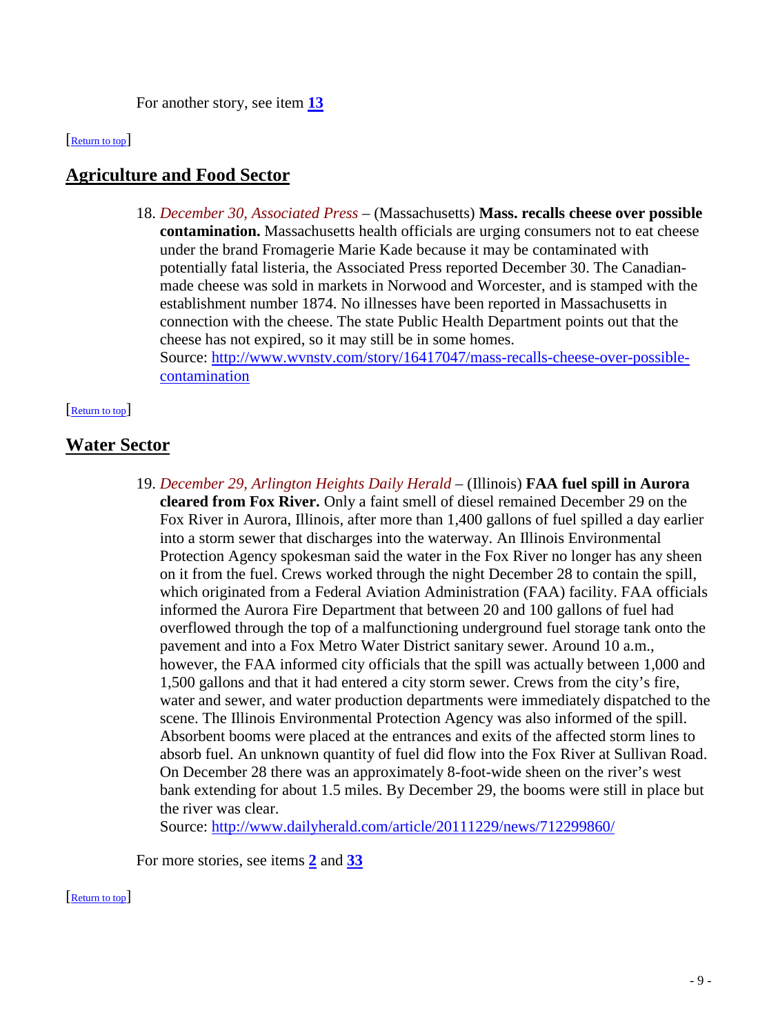For another story, see item **13**

[Return to top]

## Agriculture and Food Sector

18. *December 30, Associated Press* – (Massachusetts) **Mass. recalls cheese over possible contamination.** Massachusetts health officials are urging consumers not to eat cheese under the brand Fromagerie Marie Kade because it may be contaminated with potentially fatal listeria, the Associated Press reported December 30. The Canadian-made cheese was sold in markets in Norwood and Worcester, and is stamped with the establishment number 1874. No illnesses have been reported in Massachusetts in connection with the cheese. The state Public Health Department points out that the cheese has not expired, so it may still be in some homes.
Source: http://www.wvnstv.com/story/16417047/mass-recalls-cheese-over-possible-contamination

[Return to top]

## Water Sector

19. *December 29, Arlington Heights Daily Herald* – (Illinois) **FAA fuel spill in Aurora cleared from Fox River.** Only a faint smell of diesel remained December 29 on the Fox River in Aurora, Illinois, after more than 1,400 gallons of fuel spilled a day earlier into a storm sewer that discharges into the waterway. An Illinois Environmental Protection Agency spokesman said the water in the Fox River no longer has any sheen on it from the fuel. Crews worked through the night December 28 to contain the spill, which originated from a Federal Aviation Administration (FAA) facility. FAA officials informed the Aurora Fire Department that between 20 and 100 gallons of fuel had overflowed through the top of a malfunctioning underground fuel storage tank onto the pavement and into a Fox Metro Water District sanitary sewer. Around 10 a.m., however, the FAA informed city officials that the spill was actually between 1,000 and 1,500 gallons and that it had entered a city storm sewer. Crews from the city's fire, water and sewer, and water production departments were immediately dispatched to the scene. The Illinois Environmental Protection Agency was also informed of the spill. Absorbent booms were placed at the entrances and exits of the affected storm lines to absorb fuel. An unknown quantity of fuel did flow into the Fox River at Sullivan Road. On December 28 there was an approximately 8-foot-wide sheen on the river's west bank extending for about 1.5 miles. By December 29, the booms were still in place but the river was clear.
Source: http://www.dailyherald.com/article/20111229/news/712299860/

For more stories, see items **2** and **33**

[Return to top]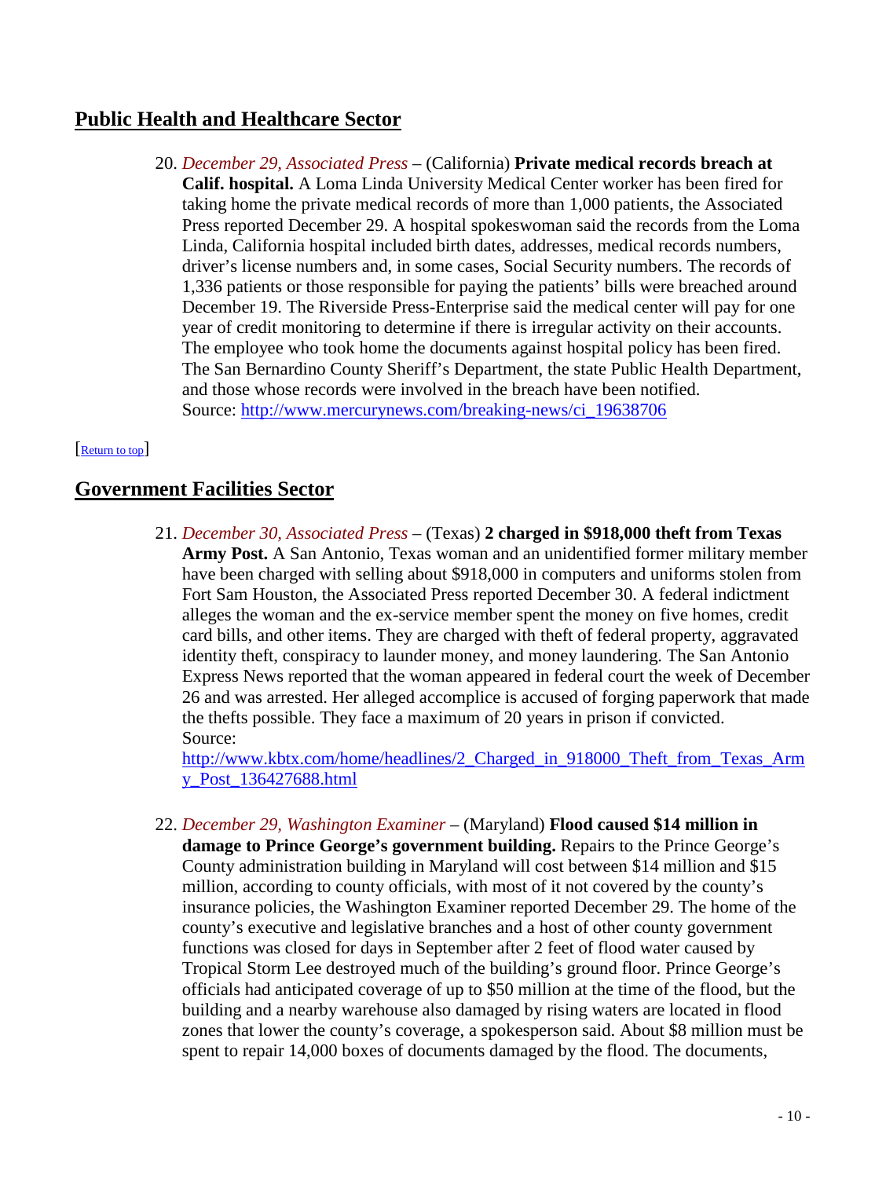## Public Health and Healthcare Sector

20. *December 29, Associated Press* – (California) **Private medical records breach at Calif. hospital.** A Loma Linda University Medical Center worker has been fired for taking home the private medical records of more than 1,000 patients, the Associated Press reported December 29. A hospital spokeswoman said the records from the Loma Linda, California hospital included birth dates, addresses, medical records numbers, driver's license numbers and, in some cases, Social Security numbers. The records of 1,336 patients or those responsible for paying the patients' bills were breached around December 19. The Riverside Press-Enterprise said the medical center will pay for one year of credit monitoring to determine if there is irregular activity on their accounts. The employee who took home the documents against hospital policy has been fired. The San Bernardino County Sheriff's Department, the state Public Health Department, and those whose records were involved in the breach have been notified.
Source: http://www.mercurynews.com/breaking-news/ci_19638706

[Return to top]

## Government Facilities Sector

21. *December 30, Associated Press* – (Texas) **2 charged in $918,000 theft from Texas Army Post.** A San Antonio, Texas woman and an unidentified former military member have been charged with selling about $918,000 in computers and uniforms stolen from Fort Sam Houston, the Associated Press reported December 30. A federal indictment alleges the woman and the ex-service member spent the money on five homes, credit card bills, and other items. They are charged with theft of federal property, aggravated identity theft, conspiracy to launder money, and money laundering. The San Antonio Express News reported that the woman appeared in federal court the week of December 26 and was arrested. Her alleged accomplice is accused of forging paperwork that made the thefts possible. They face a maximum of 20 years in prison if convicted.
Source:
http://www.kbtx.com/home/headlines/2_Charged_in_918000_Theft_from_Texas_Army_Post_136427688.html

22. *December 29, Washington Examiner* – (Maryland) **Flood caused $14 million in damage to Prince George's government building.** Repairs to the Prince George's County administration building in Maryland will cost between $14 million and $15 million, according to county officials, with most of it not covered by the county's insurance policies, the Washington Examiner reported December 29. The home of the county's executive and legislative branches and a host of other county government functions was closed for days in September after 2 feet of flood water caused by Tropical Storm Lee destroyed much of the building's ground floor. Prince George's officials had anticipated coverage of up to $50 million at the time of the flood, but the building and a nearby warehouse also damaged by rising waters are located in flood zones that lower the county's coverage, a spokesperson said. About $8 million must be spent to repair 14,000 boxes of documents damaged by the flood. The documents,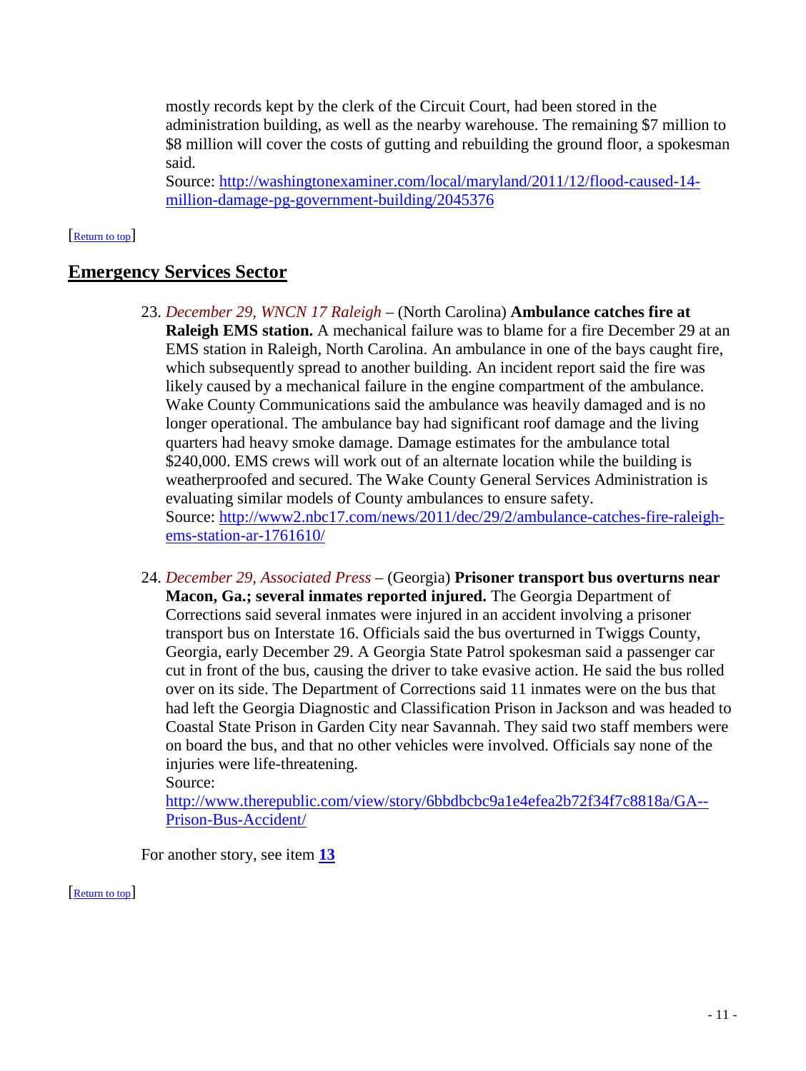mostly records kept by the clerk of the Circuit Court, had been stored in the administration building, as well as the nearby warehouse. The remaining $7 million to $8 million will cover the costs of gutting and rebuilding the ground floor, a spokesman said.
Source: [http://washingtonexaminer.com/local/maryland/2011/12/flood-caused-14-million-damage-pg-government-building/2045376](http://washingtonexaminer.com/local/maryland/2011/12/flood-caused-14-million-damage-pg-government-building/2045376)

[Return to top]

## Emergency Services Sector

23. *December 29, WNCN 17 Raleigh* – (North Carolina) **Ambulance catches fire at Raleigh EMS station.** A mechanical failure was to blame for a fire December 29 at an EMS station in Raleigh, North Carolina. An ambulance in one of the bays caught fire, which subsequently spread to another building. An incident report said the fire was likely caused by a mechanical failure in the engine compartment of the ambulance. Wake County Communications said the ambulance was heavily damaged and is no longer operational. The ambulance bay had significant roof damage and the living quarters had heavy smoke damage. Damage estimates for the ambulance total $240,000. EMS crews will work out of an alternate location while the building is weatherproofed and secured. The Wake County General Services Administration is evaluating similar models of County ambulances to ensure safety.
Source: [http://www2.nbc17.com/news/2011/dec/29/2/ambulance-catches-fire-raleigh-ems-station-ar-1761610/](http://www2.nbc17.com/news/2011/dec/29/2/ambulance-catches-fire-raleigh-ems-station-ar-1761610/)

24. *December 29, Associated Press* – (Georgia) **Prisoner transport bus overturns near Macon, Ga.; several inmates reported injured.** The Georgia Department of Corrections said several inmates were injured in an accident involving a prisoner transport bus on Interstate 16. Officials said the bus overturned in Twiggs County, Georgia, early December 29. A Georgia State Patrol spokesman said a passenger car cut in front of the bus, causing the driver to take evasive action. He said the bus rolled over on its side. The Department of Corrections said 11 inmates were on the bus that had left the Georgia Diagnostic and Classification Prison in Jackson and was headed to Coastal State Prison in Garden City near Savannah. They said two staff members were on board the bus, and that no other vehicles were involved. Officials say none of the injuries were life-threatening.
Source:
[http://www.therepublic.com/view/story/6bbdbcbc9a1e4efea2b72f34f7c8818a/GA--Prison-Bus-Accident/](http://www.therepublic.com/view/story/6bbdbcbc9a1e4efea2b72f34f7c8818a/GA--Prison-Bus-Accident/)

For another story, see item **13**

[Return to top]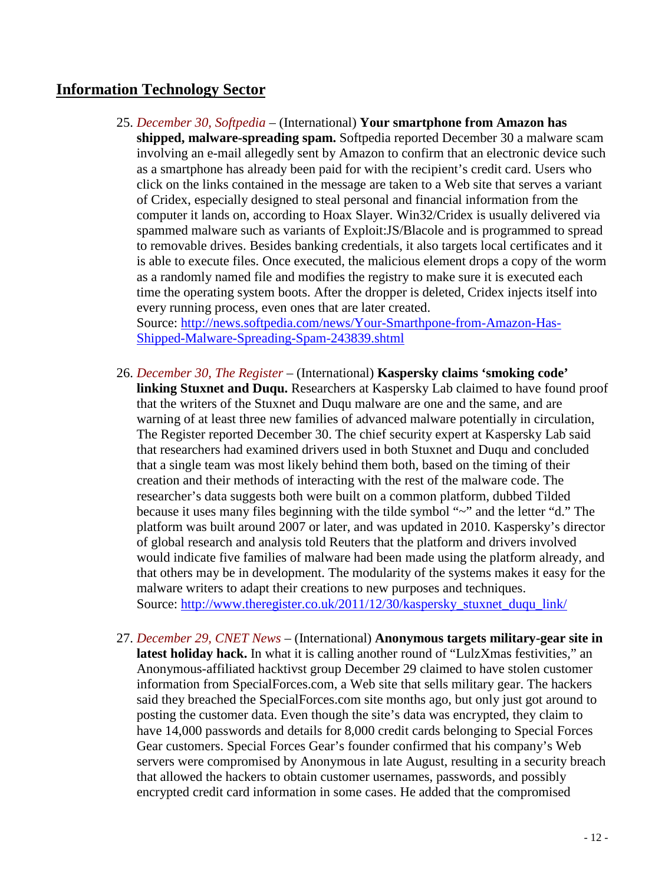## Information Technology Sector

25. *December 30, Softpedia* – (International) **Your smartphone from Amazon has shipped, malware-spreading spam.** Softpedia reported December 30 a malware scam involving an e-mail allegedly sent by Amazon to confirm that an electronic device such as a smartphone has already been paid for with the recipient's credit card. Users who click on the links contained in the message are taken to a Web site that serves a variant of Cridex, especially designed to steal personal and financial information from the computer it lands on, according to Hoax Slayer. Win32/Cridex is usually delivered via spammed malware such as variants of Exploit:JS/Blacole and is programmed to spread to removable drives. Besides banking credentials, it also targets local certificates and it is able to execute files. Once executed, the malicious element drops a copy of the worm as a randomly named file and modifies the registry to make sure it is executed each time the operating system boots. After the dropper is deleted, Cridex injects itself into every running process, even ones that are later created.
Source: [http://news.softpedia.com/news/Your-Smarthpone-from-Amazon-Has-Shipped-Malware-Spreading-Spam-243839.shtml](http://news.softpedia.com/news/Your-Smarthpone-from-Amazon-Has-Shipped-Malware-Spreading-Spam-243839.shtml)

26. *December 30, The Register* – (International) **Kaspersky claims 'smoking code' linking Stuxnet and Duqu.** Researchers at Kaspersky Lab claimed to have found proof that the writers of the Stuxnet and Duqu malware are one and the same, and are warning of at least three new families of advanced malware potentially in circulation, The Register reported December 30. The chief security expert at Kaspersky Lab said that researchers had examined drivers used in both Stuxnet and Duqu and concluded that a single team was most likely behind them both, based on the timing of their creation and their methods of interacting with the rest of the malware code. The researcher's data suggests both were built on a common platform, dubbed Tilded because it uses many files beginning with the tilde symbol "~" and the letter "d." The platform was built around 2007 or later, and was updated in 2010. Kaspersky's director of global research and analysis told Reuters that the platform and drivers involved would indicate five families of malware had been made using the platform already, and that others may be in development. The modularity of the systems makes it easy for the malware writers to adapt their creations to new purposes and techniques.
Source: [http://www.theregister.co.uk/2011/12/30/kaspersky_stuxnet_duqu_link/](http://www.theregister.co.uk/2011/12/30/kaspersky_stuxnet_duqu_link/)

27. *December 29, CNET News* – (International) **Anonymous targets military-gear site in latest holiday hack.** In what it is calling another round of "LulzXmas festivities," an Anonymous-affiliated hacktivst group December 29 claimed to have stolen customer information from SpecialForces.com, a Web site that sells military gear. The hackers said they breached the SpecialForces.com site months ago, but only just got around to posting the customer data. Even though the site's data was encrypted, they claim to have 14,000 passwords and details for 8,000 credit cards belonging to Special Forces Gear customers. Special Forces Gear's founder confirmed that his company's Web servers were compromised by Anonymous in late August, resulting in a security breach that allowed the hackers to obtain customer usernames, passwords, and possibly encrypted credit card information in some cases. He added that the compromised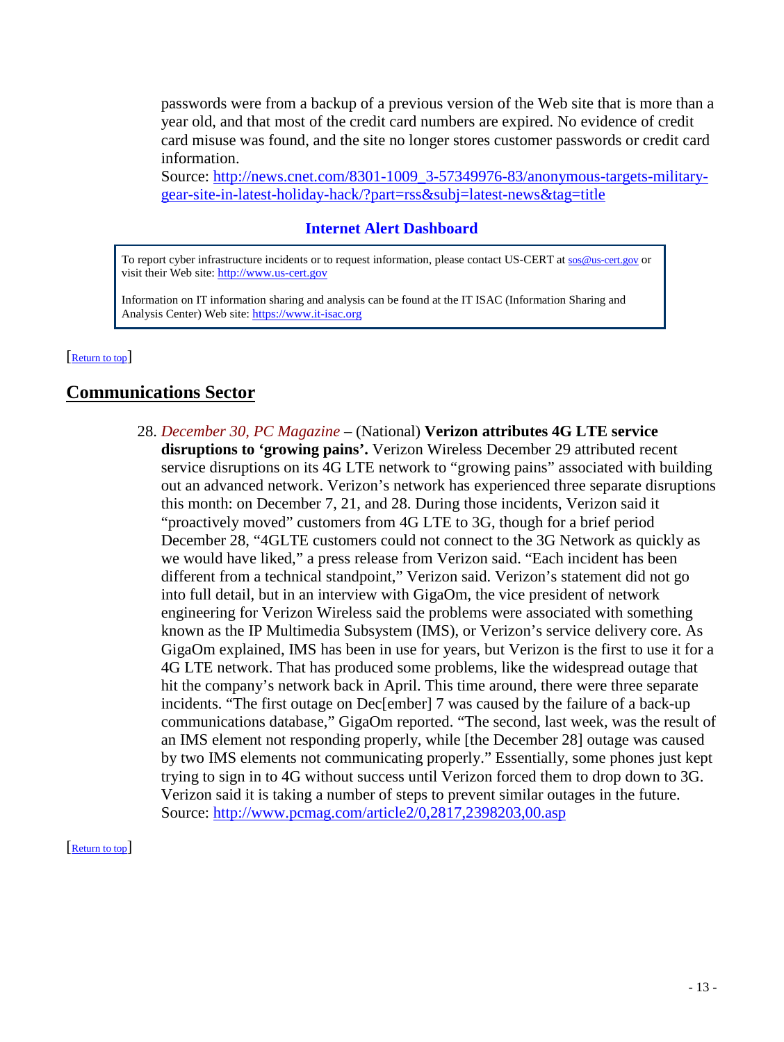passwords were from a backup of a previous version of the Web site that is more than a year old, and that most of the credit card numbers are expired. No evidence of credit card misuse was found, and the site no longer stores customer passwords or credit card information.
Source: http://news.cnet.com/8301-1009_3-57349976-83/anonymous-targets-military-gear-site-in-latest-holiday-hack/?part=rss&subj=latest-news&tag=title

### Internet Alert Dashboard

To report cyber infrastructure incidents or to request information, please contact US-CERT at sos@us-cert.gov or visit their Web site: http://www.us-cert.gov

Information on IT information sharing and analysis can be found at the IT ISAC (Information Sharing and Analysis Center) Web site: https://www.it-isac.org

[Return to top]

## Communications Sector

28. *December 30, PC Magazine* – (National) **Verizon attributes 4G LTE service disruptions to 'growing pains'.** Verizon Wireless December 29 attributed recent service disruptions on its 4G LTE network to "growing pains" associated with building out an advanced network. Verizon's network has experienced three separate disruptions this month: on December 7, 21, and 28. During those incidents, Verizon said it "proactively moved" customers from 4G LTE to 3G, though for a brief period December 28, "4GLTE customers could not connect to the 3G Network as quickly as we would have liked," a press release from Verizon said. "Each incident has been different from a technical standpoint," Verizon said. Verizon's statement did not go into full detail, but in an interview with GigaOm, the vice president of network engineering for Verizon Wireless said the problems were associated with something known as the IP Multimedia Subsystem (IMS), or Verizon's service delivery core. As GigaOm explained, IMS has been in use for years, but Verizon is the first to use it for a 4G LTE network. That has produced some problems, like the widespread outage that hit the company's network back in April. This time around, there were three separate incidents. "The first outage on Dec[ember] 7 was caused by the failure of a back-up communications database," GigaOm reported. "The second, last week, was the result of an IMS element not responding properly, while [the December 28] outage was caused by two IMS elements not communicating properly." Essentially, some phones just kept trying to sign in to 4G without success until Verizon forced them to drop down to 3G. Verizon said it is taking a number of steps to prevent similar outages in the future.
Source: http://www.pcmag.com/article2/0,2817,2398203,00.asp

[Return to top]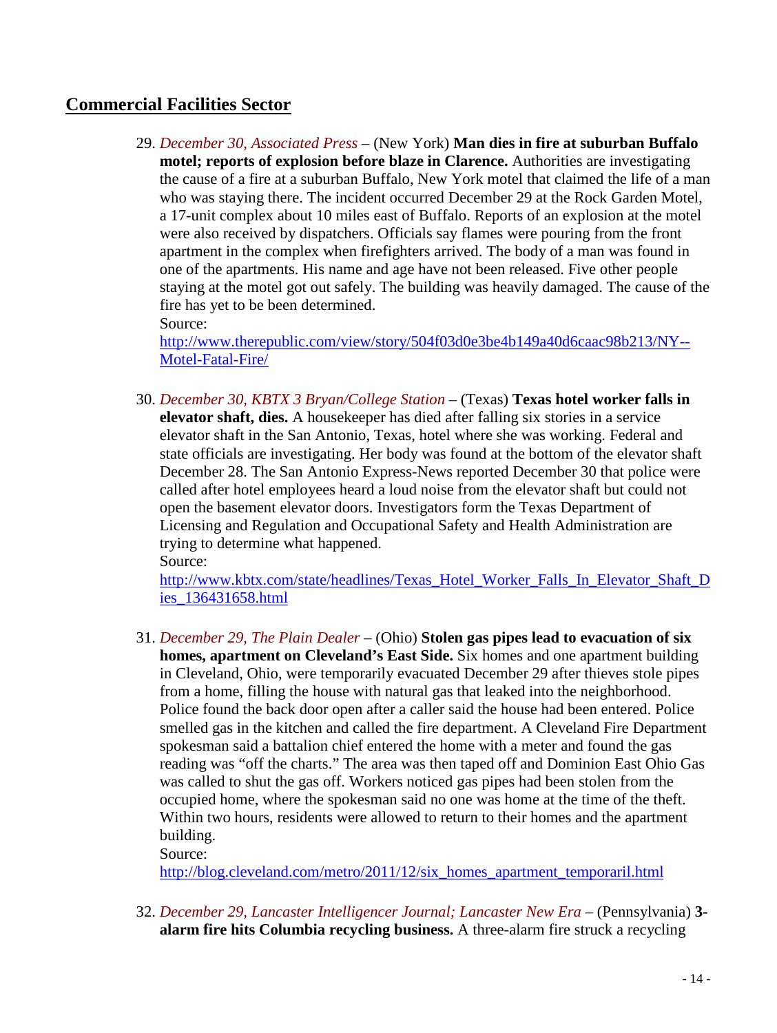## Commercial Facilities Sector

29. *December 30, Associated Press* – (New York) **Man dies in fire at suburban Buffalo motel; reports of explosion before blaze in Clarence.** Authorities are investigating the cause of a fire at a suburban Buffalo, New York motel that claimed the life of a man who was staying there. The incident occurred December 29 at the Rock Garden Motel, a 17-unit complex about 10 miles east of Buffalo. Reports of an explosion at the motel were also received by dispatchers. Officials say flames were pouring from the front apartment in the complex when firefighters arrived. The body of a man was found in one of the apartments. His name and age have not been released. Five other people staying at the motel got out safely. The building was heavily damaged. The cause of the fire has yet to be been determined.
   Source:
   http://www.therepublic.com/view/story/504f03d0e3be4b149a40d6caac98b213/NY--Motel-Fatal-Fire/

30. *December 30, KBTX 3 Bryan/College Station* – (Texas) **Texas hotel worker falls in elevator shaft, dies.** A housekeeper has died after falling six stories in a service elevator shaft in the San Antonio, Texas, hotel where she was working. Federal and state officials are investigating. Her body was found at the bottom of the elevator shaft December 28. The San Antonio Express-News reported December 30 that police were called after hotel employees heard a loud noise from the elevator shaft but could not open the basement elevator doors. Investigators form the Texas Department of Licensing and Regulation and Occupational Safety and Health Administration are trying to determine what happened.
   Source:
   http://www.kbtx.com/state/headlines/Texas_Hotel_Worker_Falls_In_Elevator_Shaft_Dies_136431658.html

31. *December 29, The Plain Dealer* – (Ohio) **Stolen gas pipes lead to evacuation of six homes, apartment on Cleveland's East Side.** Six homes and one apartment building in Cleveland, Ohio, were temporarily evacuated December 29 after thieves stole pipes from a home, filling the house with natural gas that leaked into the neighborhood. Police found the back door open after a caller said the house had been entered. Police smelled gas in the kitchen and called the fire department. A Cleveland Fire Department spokesman said a battalion chief entered the home with a meter and found the gas reading was "off the charts." The area was then taped off and Dominion East Ohio Gas was called to shut the gas off. Workers noticed gas pipes had been stolen from the occupied home, where the spokesman said no one was home at the time of the theft. Within two hours, residents were allowed to return to their homes and the apartment building.
   Source:
   http://blog.cleveland.com/metro/2011/12/six_homes_apartment_temporaril.html

32. *December 29, Lancaster Intelligencer Journal; Lancaster New Era* – (Pennsylvania) **3-alarm fire hits Columbia recycling business.** A three-alarm fire struck a recycling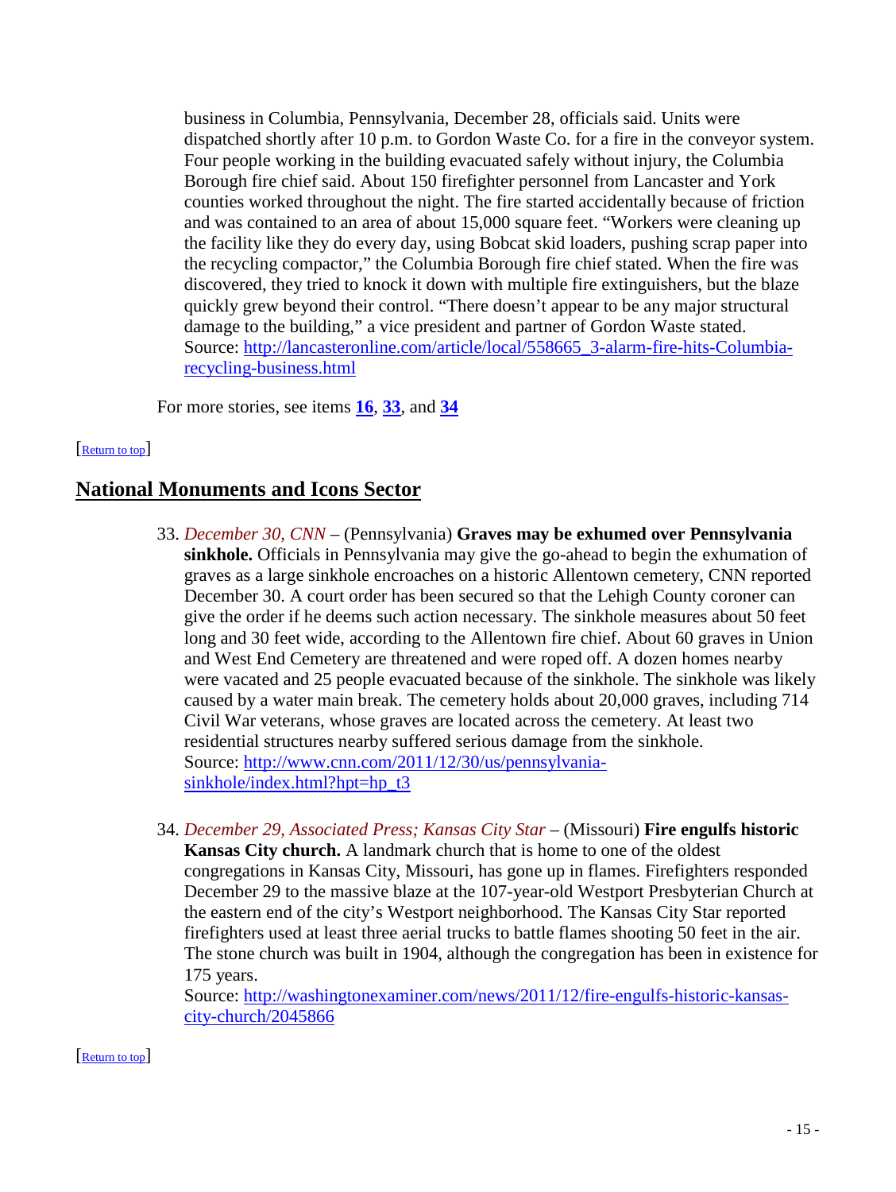business in Columbia, Pennsylvania, December 28, officials said. Units were dispatched shortly after 10 p.m. to Gordon Waste Co. for a fire in the conveyor system. Four people working in the building evacuated safely without injury, the Columbia Borough fire chief said. About 150 firefighter personnel from Lancaster and York counties worked throughout the night. The fire started accidentally because of friction and was contained to an area of about 15,000 square feet. "Workers were cleaning up the facility like they do every day, using Bobcat skid loaders, pushing scrap paper into the recycling compactor," the Columbia Borough fire chief stated. When the fire was discovered, they tried to knock it down with multiple fire extinguishers, but the blaze quickly grew beyond their control. "There doesn't appear to be any major structural damage to the building," a vice president and partner of Gordon Waste stated.
Source: http://lancasteronline.com/article/local/558665_3-alarm-fire-hits-Columbia-recycling-business.html

For more stories, see items **16**, **33**, and **34**

[Return to top]

## National Monuments and Icons Sector

33. *December 30, CNN* – (Pennsylvania) **Graves may be exhumed over Pennsylvania sinkhole.** Officials in Pennsylvania may give the go-ahead to begin the exhumation of graves as a large sinkhole encroaches on a historic Allentown cemetery, CNN reported December 30. A court order has been secured so that the Lehigh County coroner can give the order if he deems such action necessary. The sinkhole measures about 50 feet long and 30 feet wide, according to the Allentown fire chief. About 60 graves in Union and West End Cemetery are threatened and were roped off. A dozen homes nearby were vacated and 25 people evacuated because of the sinkhole. The sinkhole was likely caused by a water main break. The cemetery holds about 20,000 graves, including 714 Civil War veterans, whose graves are located across the cemetery. At least two residential structures nearby suffered serious damage from the sinkhole.
Source: http://www.cnn.com/2011/12/30/us/pennsylvania-sinkhole/index.html?hpt=hp_t3

34. *December 29, Associated Press; Kansas City Star* – (Missouri) **Fire engulfs historic Kansas City church.** A landmark church that is home to one of the oldest congregations in Kansas City, Missouri, has gone up in flames. Firefighters responded December 29 to the massive blaze at the 107-year-old Westport Presbyterian Church at the eastern end of the city's Westport neighborhood. The Kansas City Star reported firefighters used at least three aerial trucks to battle flames shooting 50 feet in the air. The stone church was built in 1904, although the congregation has been in existence for 175 years.
Source: http://washingtonexaminer.com/news/2011/12/fire-engulfs-historic-kansas-city-church/2045866

[Return to top]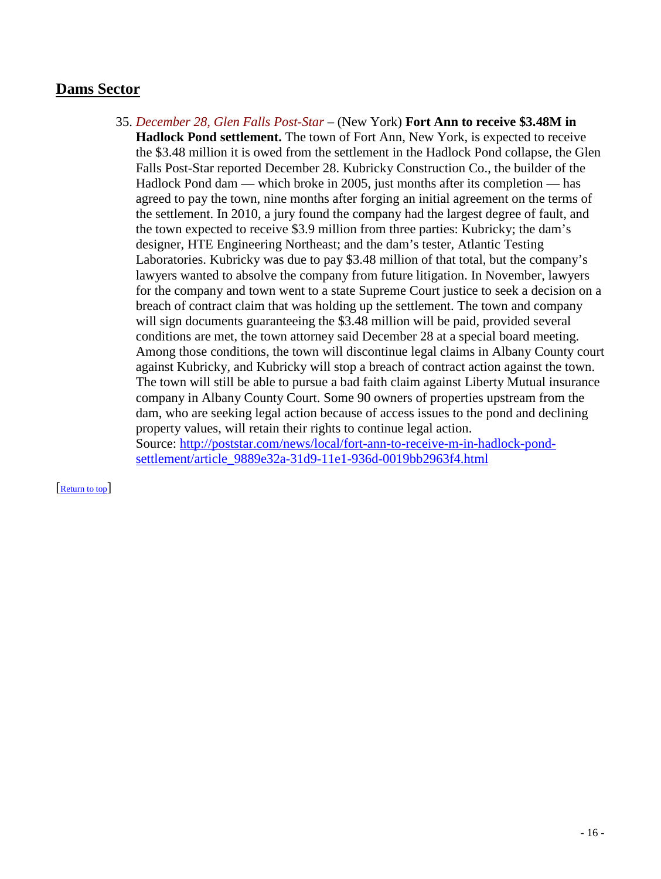## Dams Sector

35. *December 28, Glen Falls Post-Star* – (New York) **Fort Ann to receive $3.48M in Hadlock Pond settlement.** The town of Fort Ann, New York, is expected to receive the $3.48 million it is owed from the settlement in the Hadlock Pond collapse, the Glen Falls Post-Star reported December 28. Kubricky Construction Co., the builder of the Hadlock Pond dam — which broke in 2005, just months after its completion — has agreed to pay the town, nine months after forging an initial agreement on the terms of the settlement. In 2010, a jury found the company had the largest degree of fault, and the town expected to receive $3.9 million from three parties: Kubricky; the dam's designer, HTE Engineering Northeast; and the dam's tester, Atlantic Testing Laboratories. Kubricky was due to pay $3.48 million of that total, but the company's lawyers wanted to absolve the company from future litigation. In November, lawyers for the company and town went to a state Supreme Court justice to seek a decision on a breach of contract claim that was holding up the settlement. The town and company will sign documents guaranteeing the $3.48 million will be paid, provided several conditions are met, the town attorney said December 28 at a special board meeting. Among those conditions, the town will discontinue legal claims in Albany County court against Kubricky, and Kubricky will stop a breach of contract action against the town. The town will still be able to pursue a bad faith claim against Liberty Mutual insurance company in Albany County Court. Some 90 owners of properties upstream from the dam, who are seeking legal action because of access issues to the pond and declining property values, will retain their rights to continue legal action.
Source: http://poststar.com/news/local/fort-ann-to-receive-m-in-hadlock-pond-settlement/article_9889e32a-31d9-11e1-936d-0019bb2963f4.html

[Return to top]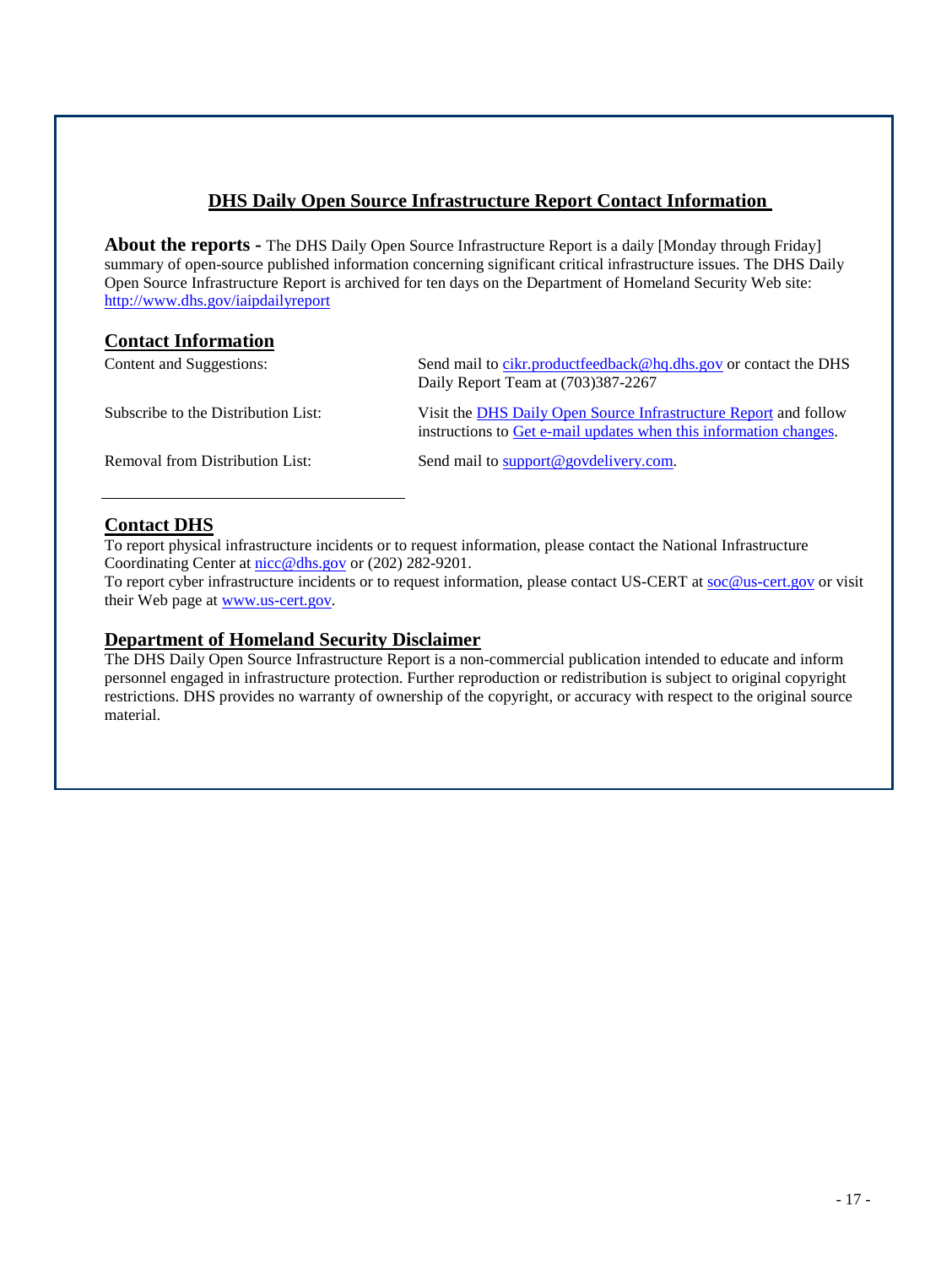## DHS Daily Open Source Infrastructure Report Contact Information

**About the reports -** The DHS Daily Open Source Infrastructure Report is a daily [Monday through Friday] summary of open-source published information concerning significant critical infrastructure issues. The DHS Daily Open Source Infrastructure Report is archived for ten days on the Department of Homeland Security Web site: http://www.dhs.gov/iaipdailyreport

### Contact Information

| | |
|---|---|
| Content and Suggestions: | Send mail to cikr.productfeedback@hq.dhs.gov or contact the DHS Daily Report Team at (703)387-2267 |
| Subscribe to the Distribution List: | Visit the DHS Daily Open Source Infrastructure Report and follow instructions to Get e-mail updates when this information changes. |
| Removal from Distribution List: | Send mail to support@govdelivery.com. |

---

### Contact DHS

To report physical infrastructure incidents or to request information, please contact the National Infrastructure Coordinating Center at nicc@dhs.gov or (202) 282-9201.
To report cyber infrastructure incidents or to request information, please contact US-CERT at soc@us-cert.gov or visit their Web page at www.us-cert.gov.

### Department of Homeland Security Disclaimer

The DHS Daily Open Source Infrastructure Report is a non-commercial publication intended to educate and inform personnel engaged in infrastructure protection. Further reproduction or redistribution is subject to original copyright restrictions. DHS provides no warranty of ownership of the copyright, or accuracy with respect to the original source material.